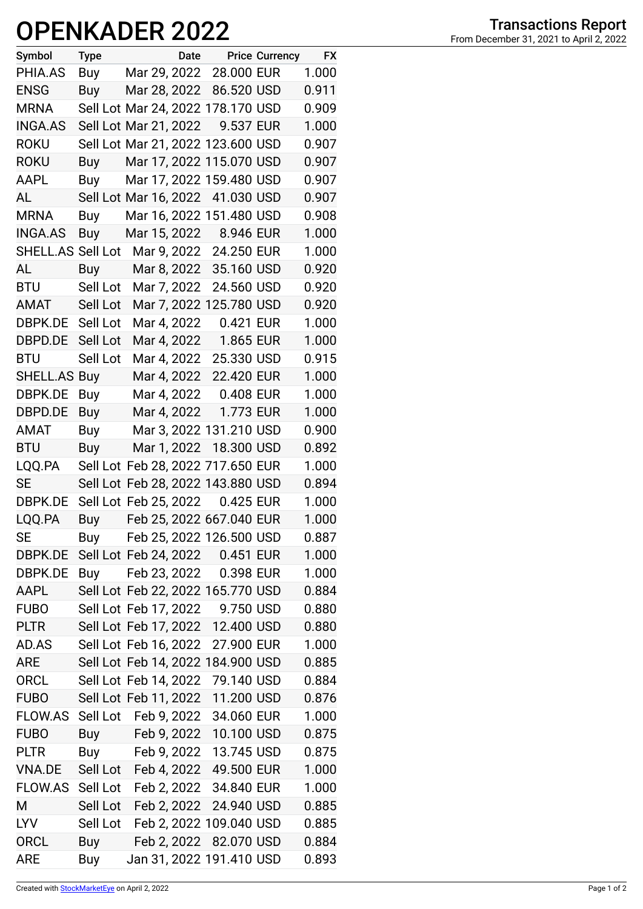# OPENKADER 2022

**Transactions Report**
From December 31, 2021 to April 2, 2022

| Symbol | Type | Date | Price | Currency | FX |
|---|---|---|---|---|---|
| PHIA.AS | Buy | Mar 29, 2022 | 28.000 | EUR | 1.000 |
| ENSG | Buy | Mar 28, 2022 | 86.520 | USD | 0.911 |
| MRNA | Sell Lot | Mar 24, 2022 | 178.170 | USD | 0.909 |
| INGA.AS | Sell Lot | Mar 21, 2022 | 9.537 | EUR | 1.000 |
| ROKU | Sell Lot | Mar 21, 2022 | 123.600 | USD | 0.907 |
| ROKU | Buy | Mar 17, 2022 | 115.070 | USD | 0.907 |
| AAPL | Buy | Mar 17, 2022 | 159.480 | USD | 0.907 |
| AL | Sell Lot | Mar 16, 2022 | 41.030 | USD | 0.907 |
| MRNA | Buy | Mar 16, 2022 | 151.480 | USD | 0.908 |
| INGA.AS | Buy | Mar 15, 2022 | 8.946 | EUR | 1.000 |
| SHELL.AS | Sell Lot | Mar 9, 2022 | 24.250 | EUR | 1.000 |
| AL | Buy | Mar 8, 2022 | 35.160 | USD | 0.920 |
| BTU | Sell Lot | Mar 7, 2022 | 24.560 | USD | 0.920 |
| AMAT | Sell Lot | Mar 7, 2022 | 125.780 | USD | 0.920 |
| DBPK.DE | Sell Lot | Mar 4, 2022 | 0.421 | EUR | 1.000 |
| DBPD.DE | Sell Lot | Mar 4, 2022 | 1.865 | EUR | 1.000 |
| BTU | Sell Lot | Mar 4, 2022 | 25.330 | USD | 0.915 |
| SHELL.AS | Buy | Mar 4, 2022 | 22.420 | EUR | 1.000 |
| DBPK.DE | Buy | Mar 4, 2022 | 0.408 | EUR | 1.000 |
| DBPD.DE | Buy | Mar 4, 2022 | 1.773 | EUR | 1.000 |
| AMAT | Buy | Mar 3, 2022 | 131.210 | USD | 0.900 |
| BTU | Buy | Mar 1, 2022 | 18.300 | USD | 0.892 |
| LQQ.PA | Sell Lot | Feb 28, 2022 | 717.650 | EUR | 1.000 |
| SE | Sell Lot | Feb 28, 2022 | 143.880 | USD | 0.894 |
| DBPK.DE | Sell Lot | Feb 25, 2022 | 0.425 | EUR | 1.000 |
| LQQ.PA | Buy | Feb 25, 2022 | 667.040 | EUR | 1.000 |
| SE | Buy | Feb 25, 2022 | 126.500 | USD | 0.887 |
| DBPK.DE | Sell Lot | Feb 24, 2022 | 0.451 | EUR | 1.000 |
| DBPK.DE | Buy | Feb 23, 2022 | 0.398 | EUR | 1.000 |
| AAPL | Sell Lot | Feb 22, 2022 | 165.770 | USD | 0.884 |
| FUBO | Sell Lot | Feb 17, 2022 | 9.750 | USD | 0.880 |
| PLTR | Sell Lot | Feb 17, 2022 | 12.400 | USD | 0.880 |
| AD.AS | Sell Lot | Feb 16, 2022 | 27.900 | EUR | 1.000 |
| ARE | Sell Lot | Feb 14, 2022 | 184.900 | USD | 0.885 |
| ORCL | Sell Lot | Feb 14, 2022 | 79.140 | USD | 0.884 |
| FUBO | Sell Lot | Feb 11, 2022 | 11.200 | USD | 0.876 |
| FLOW.AS | Sell Lot | Feb 9, 2022 | 34.060 | EUR | 1.000 |
| FUBO | Buy | Feb 9, 2022 | 10.100 | USD | 0.875 |
| PLTR | Buy | Feb 9, 2022 | 13.745 | USD | 0.875 |
| VNA.DE | Sell Lot | Feb 4, 2022 | 49.500 | EUR | 1.000 |
| FLOW.AS | Sell Lot | Feb 2, 2022 | 34.840 | EUR | 1.000 |
| M | Sell Lot | Feb 2, 2022 | 24.940 | USD | 0.885 |
| LYV | Sell Lot | Feb 2, 2022 | 109.040 | USD | 0.885 |
| ORCL | Buy | Feb 2, 2022 | 82.070 | USD | 0.884 |
| ARE | Buy | Jan 31, 2022 | 191.410 | USD | 0.893 |

Created with StockMarketEye on April 2, 2022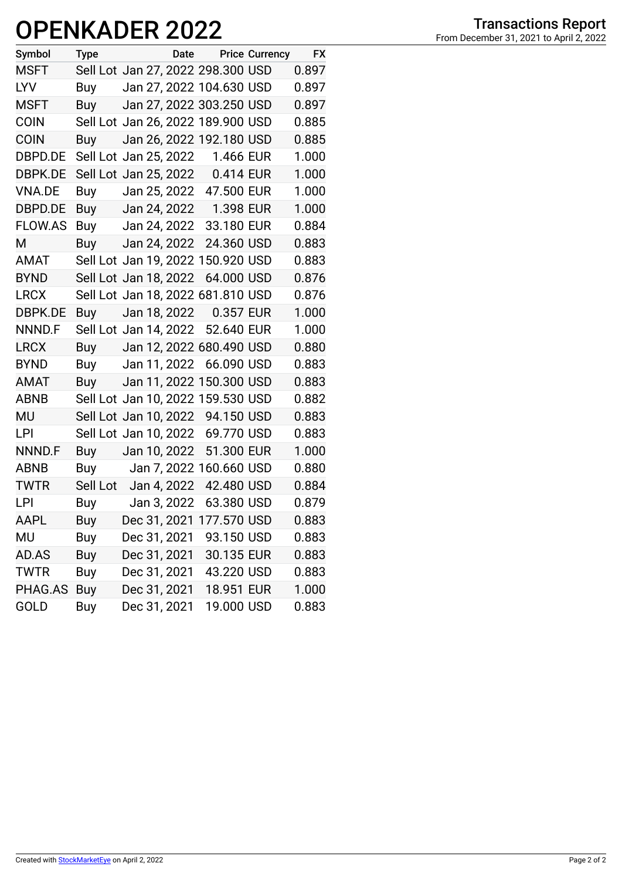# OPENKADER 2022

**Transactions Report**
From December 31, 2021 to April 2, 2022

| Symbol | Type | Date | Price | Currency | FX |
|---|---|---|---|---|---|
| MSFT | Sell Lot | Jan 27, 2022 | 298.300 | USD | 0.897 |
| LYV | Buy | Jan 27, 2022 | 104.630 | USD | 0.897 |
| MSFT | Buy | Jan 27, 2022 | 303.250 | USD | 0.897 |
| COIN | Sell Lot | Jan 26, 2022 | 189.900 | USD | 0.885 |
| COIN | Buy | Jan 26, 2022 | 192.180 | USD | 0.885 |
| DBPD.DE | Sell Lot | Jan 25, 2022 | 1.466 | EUR | 1.000 |
| DBPK.DE | Sell Lot | Jan 25, 2022 | 0.414 | EUR | 1.000 |
| VNA.DE | Buy | Jan 25, 2022 | 47.500 | EUR | 1.000 |
| DBPD.DE | Buy | Jan 24, 2022 | 1.398 | EUR | 1.000 |
| FLOW.AS | Buy | Jan 24, 2022 | 33.180 | EUR | 0.884 |
| M | Buy | Jan 24, 2022 | 24.360 | USD | 0.883 |
| AMAT | Sell Lot | Jan 19, 2022 | 150.920 | USD | 0.883 |
| BYND | Sell Lot | Jan 18, 2022 | 64.000 | USD | 0.876 |
| LRCX | Sell Lot | Jan 18, 2022 | 681.810 | USD | 0.876 |
| DBPK.DE | Buy | Jan 18, 2022 | 0.357 | EUR | 1.000 |
| NNND.F | Sell Lot | Jan 14, 2022 | 52.640 | EUR | 1.000 |
| LRCX | Buy | Jan 12, 2022 | 680.490 | USD | 0.880 |
| BYND | Buy | Jan 11, 2022 | 66.090 | USD | 0.883 |
| AMAT | Buy | Jan 11, 2022 | 150.300 | USD | 0.883 |
| ABNB | Sell Lot | Jan 10, 2022 | 159.530 | USD | 0.882 |
| MU | Sell Lot | Jan 10, 2022 | 94.150 | USD | 0.883 |
| LPI | Sell Lot | Jan 10, 2022 | 69.770 | USD | 0.883 |
| NNND.F | Buy | Jan 10, 2022 | 51.300 | EUR | 1.000 |
| ABNB | Buy | Jan 7, 2022 | 160.660 | USD | 0.880 |
| TWTR | Sell Lot | Jan 4, 2022 | 42.480 | USD | 0.884 |
| LPI | Buy | Jan 3, 2022 | 63.380 | USD | 0.879 |
| AAPL | Buy | Dec 31, 2021 | 177.570 | USD | 0.883 |
| MU | Buy | Dec 31, 2021 | 93.150 | USD | 0.883 |
| AD.AS | Buy | Dec 31, 2021 | 30.135 | EUR | 0.883 |
| TWTR | Buy | Dec 31, 2021 | 43.220 | USD | 0.883 |
| PHAG.AS | Buy | Dec 31, 2021 | 18.951 | EUR | 1.000 |
| GOLD | Buy | Dec 31, 2021 | 19.000 | USD | 0.883 |

Created with StockMarketEye on April 2, 2022